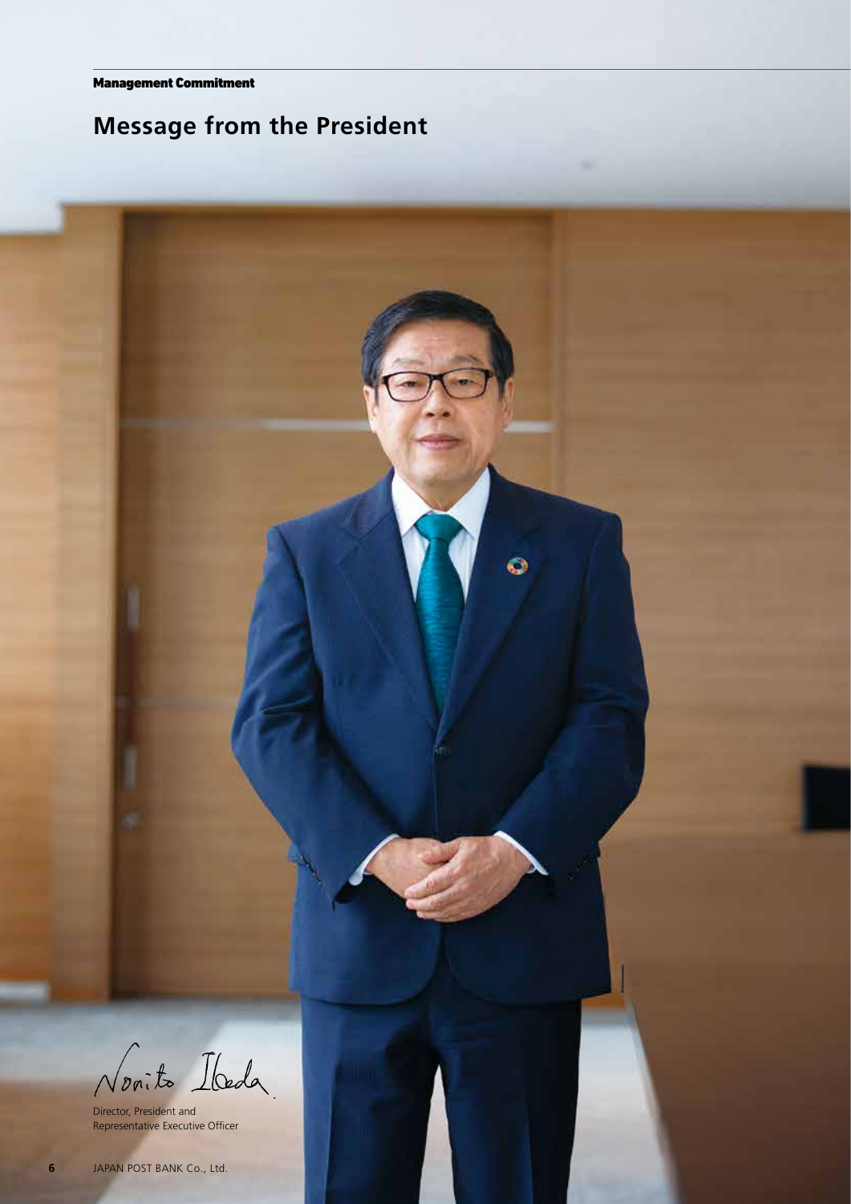Management Commitment

# Message from the President

Norito Ikeda

Director, President and
Representative Executive Officer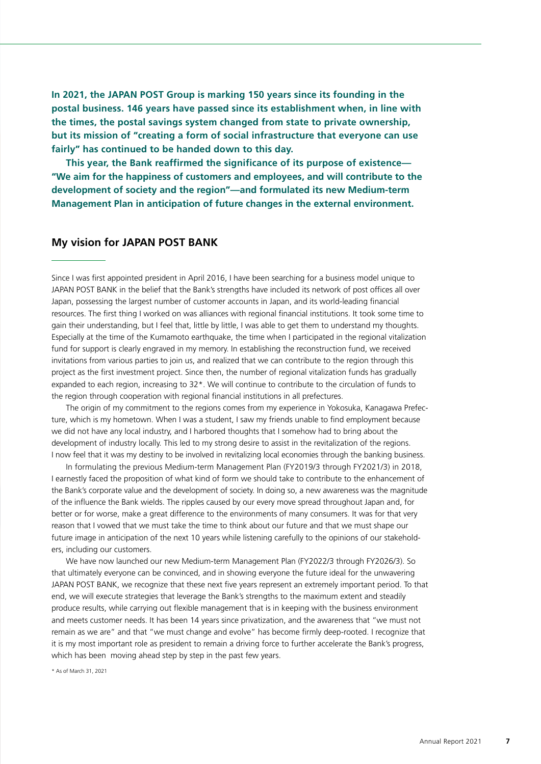**In 2021, the JAPAN POST Group is marking 150 years since its founding in the postal business. 146 years have passed since its establishment when, in line with the times, the postal savings system changed from state to private ownership, but its mission of "creating a form of social infrastructure that everyone can use fairly" has continued to be handed down to this day.**

**This year, the Bank reaffirmed the significance of its purpose of existence—"We aim for the happiness of customers and employees, and will contribute to the development of society and the region"—and formulated its new Medium-term Management Plan in anticipation of future changes in the external environment.**

## My vision for JAPAN POST BANK

Since I was first appointed president in April 2016, I have been searching for a business model unique to JAPAN POST BANK in the belief that the Bank's strengths have included its network of post offices all over Japan, possessing the largest number of customer accounts in Japan, and its world-leading financial resources. The first thing I worked on was alliances with regional financial institutions. It took some time to gain their understanding, but I feel that, little by little, I was able to get them to understand my thoughts. Especially at the time of the Kumamoto earthquake, the time when I participated in the regional vitalization fund for support is clearly engraved in my memory. In establishing the reconstruction fund, we received invitations from various parties to join us, and realized that we can contribute to the region through this project as the first investment project. Since then, the number of regional vitalization funds has gradually expanded to each region, increasing to 32*. We will continue to contribute to the circulation of funds to the region through cooperation with regional financial institutions in all prefectures.

The origin of my commitment to the regions comes from my experience in Yokosuka, Kanagawa Prefecture, which is my hometown. When I was a student, I saw my friends unable to find employment because we did not have any local industry, and I harbored thoughts that I somehow had to bring about the development of industry locally. This led to my strong desire to assist in the revitalization of the regions. I now feel that it was my destiny to be involved in revitalizing local economies through the banking business.

In formulating the previous Medium-term Management Plan (FY2019/3 through FY2021/3) in 2018, I earnestly faced the proposition of what kind of form we should take to contribute to the enhancement of the Bank's corporate value and the development of society. In doing so, a new awareness was the magnitude of the influence the Bank wields. The ripples caused by our every move spread throughout Japan and, for better or for worse, make a great difference to the environments of many consumers. It was for that very reason that I vowed that we must take the time to think about our future and that we must shape our future image in anticipation of the next 10 years while listening carefully to the opinions of our stakeholders, including our customers.

We have now launched our new Medium-term Management Plan (FY2022/3 through FY2026/3). So that ultimately everyone can be convinced, and in showing everyone the future ideal for the unwavering JAPAN POST BANK, we recognize that these next five years represent an extremely important period. To that end, we will execute strategies that leverage the Bank's strengths to the maximum extent and steadily produce results, while carrying out flexible management that is in keeping with the business environment and meets customer needs. It has been 14 years since privatization, and the awareness that "we must not remain as we are" and that "we must change and evolve" has become firmly deep-rooted. I recognize that it is my most important role as president to remain a driving force to further accelerate the Bank's progress, which has been moving ahead step by step in the past few years.

\* As of March 31, 2021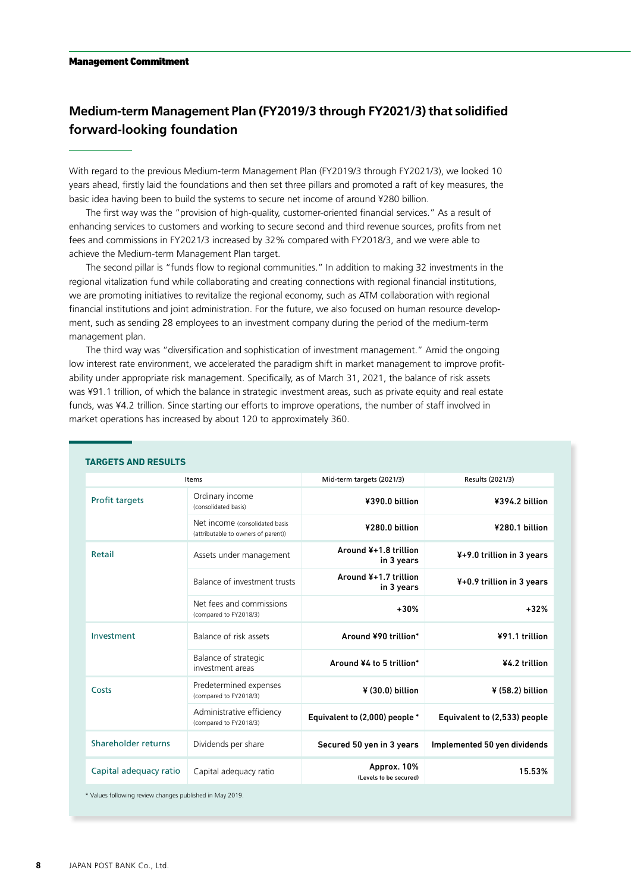**Management Commitment**

## Medium-term Management Plan (FY2019/3 through FY2021/3) that solidified forward-looking foundation

With regard to the previous Medium-term Management Plan (FY2019/3 through FY2021/3), we looked 10 years ahead, firstly laid the foundations and then set three pillars and promoted a raft of key measures, the basic idea having been to build the systems to secure net income of around ¥280 billion.

The first way was the "provision of high-quality, customer-oriented financial services." As a result of enhancing services to customers and working to secure second and third revenue sources, profits from net fees and commissions in FY2021/3 increased by 32% compared with FY2018/3, and we were able to achieve the Medium-term Management Plan target.

The second pillar is "funds flow to regional communities." In addition to making 32 investments in the regional vitalization fund while collaborating and creating connections with regional financial institutions, we are promoting initiatives to revitalize the regional economy, such as ATM collaboration with regional financial institutions and joint administration. For the future, we also focused on human resource development, such as sending 28 employees to an investment company during the period of the medium-term management plan.

The third way was "diversification and sophistication of investment management." Amid the ongoing low interest rate environment, we accelerated the paradigm shift in market management to improve profitability under appropriate risk management. Specifically, as of March 31, 2021, the balance of risk assets was ¥91.1 trillion, of which the balance in strategic investment areas, such as private equity and real estate funds, was ¥4.2 trillion. Since starting our efforts to improve operations, the number of staff involved in market operations has increased by about 120 to approximately 360.

### TARGETS AND RESULTS

| Items | | Mid-term targets (2021/3) | Results (2021/3) |
|---|---|---|---|
| Profit targets | Ordinary income (consolidated basis) | ¥390.0 billion | ¥394.2 billion |
| | Net income (consolidated basis (attributable to owners of parent)) | ¥280.0 billion | ¥280.1 billion |
| Retail | Assets under management | Around ¥+1.8 trillion in 3 years | ¥+9.0 trillion in 3 years |
| | Balance of investment trusts | Around ¥+1.7 trillion in 3 years | ¥+0.9 trillion in 3 years |
| | Net fees and commissions (compared to FY2018/3) | +30% | +32% |
| Investment | Balance of risk assets | Around ¥90 trillion* | ¥91.1 trillion |
| | Balance of strategic investment areas | Around ¥4 to 5 trillion* | ¥4.2 trillion |
| Costs | Predetermined expenses (compared to FY2018/3) | ¥ (30.0) billion | ¥ (58.2) billion |
| | Administrative efficiency (compared to FY2018/3) | Equivalent to (2,000) people * | Equivalent to (2,533) people |
| Shareholder returns | Dividends per share | Secured 50 yen in 3 years | Implemented 50 yen dividends |
| Capital adequacy ratio | Capital adequacy ratio | Approx. 10% (Levels to be secured) | 15.53% |

* Values following review changes published in May 2019.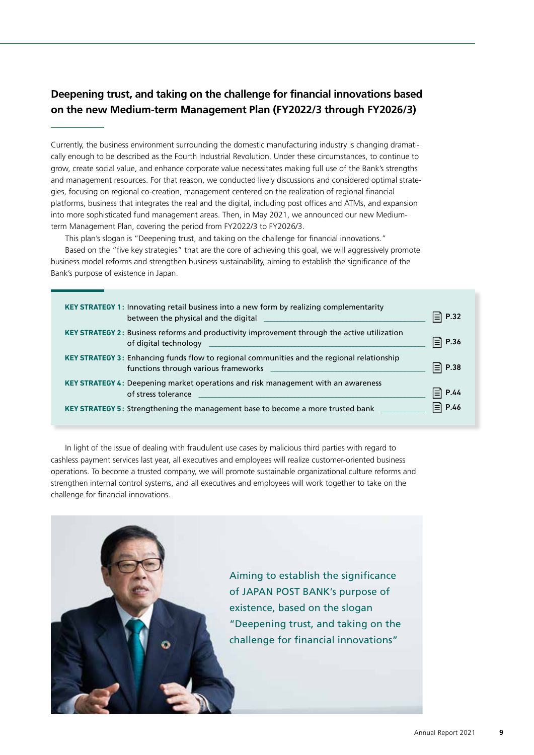## Deepening trust, and taking on the challenge for financial innovations based on the new Medium-term Management Plan (FY2022/3 through FY2026/3)

Currently, the business environment surrounding the domestic manufacturing industry is changing dramatically enough to be described as the Fourth Industrial Revolution. Under these circumstances, to continue to grow, create social value, and enhance corporate value necessitates making full use of the Bank's strengths and management resources. For that reason, we conducted lively discussions and considered optimal strategies, focusing on regional co-creation, management centered on the realization of regional financial platforms, business that integrates the real and the digital, including post offices and ATMs, and expansion into more sophisticated fund management areas. Then, in May 2021, we announced our new Medium-term Management Plan, covering the period from FY2022/3 to FY2026/3.

This plan's slogan is "Deepening trust, and taking on the challenge for financial innovations."

Based on the "five key strategies" that are the core of achieving this goal, we will aggressively promote business model reforms and strengthen business sustainability, aiming to establish the significance of the Bank's purpose of existence in Japan.

**KEY STRATEGY 1:** Innovating retail business into a new form by realizing complementarity between the physical and the digital — P.32

**KEY STRATEGY 2:** Business reforms and productivity improvement through the active utilization of digital technology — P.36

**KEY STRATEGY 3:** Enhancing funds flow to regional communities and the regional relationship functions through various frameworks — P.38

**KEY STRATEGY 4:** Deepening market operations and risk management with an awareness of stress tolerance — P.44

**KEY STRATEGY 5:** Strengthening the management base to become a more trusted bank — P.46

In light of the issue of dealing with fraudulent use cases by malicious third parties with regard to cashless payment services last year, all executives and employees will realize customer-oriented business operations. To become a trusted company, we will promote sustainable organizational culture reforms and strengthen internal control systems, and all executives and employees will work together to take on the challenge for financial innovations.

Aiming to establish the significance of JAPAN POST BANK's purpose of existence, based on the slogan "Deepening trust, and taking on the challenge for financial innovations"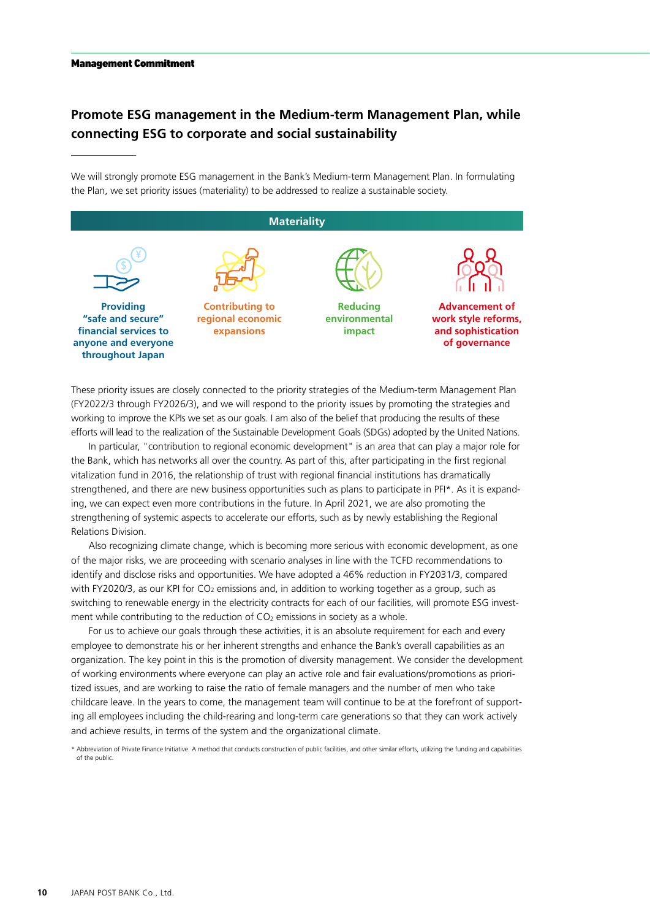**Management Commitment**

## Promote ESG management in the Medium-term Management Plan, while connecting ESG to corporate and social sustainability

We will strongly promote ESG management in the Bank's Medium-term Management Plan. In formulating the Plan, we set priority issues (materiality) to be addressed to realize a sustainable society.

**Materiality**

- **Providing "safe and secure" financial services to anyone and everyone throughout Japan**
- **Contributing to regional economic expansions**
- **Reducing environmental impact**
- **Advancement of work style reforms, and sophistication of governance**

These priority issues are closely connected to the priority strategies of the Medium-term Management Plan (FY2022/3 through FY2026/3), and we will respond to the priority issues by promoting the strategies and working to improve the KPIs we set as our goals. I am also of the belief that producing the results of these efforts will lead to the realization of the Sustainable Development Goals (SDGs) adopted by the United Nations.

In particular, "contribution to regional economic development" is an area that can play a major role for the Bank, which has networks all over the country. As part of this, after participating in the first regional vitalization fund in 2016, the relationship of trust with regional financial institutions has dramatically strengthened, and there are new business opportunities such as plans to participate in PFI*. As it is expanding, we can expect even more contributions in the future. In April 2021, we are also promoting the strengthening of systemic aspects to accelerate our efforts, such as by newly establishing the Regional Relations Division.

Also recognizing climate change, which is becoming more serious with economic development, as one of the major risks, we are proceeding with scenario analyses in line with the TCFD recommendations to identify and disclose risks and opportunities. We have adopted a 46% reduction in FY2031/3, compared with FY2020/3, as our KPI for $CO_2$ emissions and, in addition to working together as a group, such as switching to renewable energy in the electricity contracts for each of our facilities, will promote ESG investment while contributing to the reduction of $CO_2$ emissions in society as a whole.

For us to achieve our goals through these activities, it is an absolute requirement for each and every employee to demonstrate his or her inherent strengths and enhance the Bank's overall capabilities as an organization. The key point in this is the promotion of diversity management. We consider the development of working environments where everyone can play an active role and fair evaluations/promotions as prioritized issues, and are working to raise the ratio of female managers and the number of men who take childcare leave. In the years to come, the management team will continue to be at the forefront of supporting all employees including the child-rearing and long-term care generations so that they can work actively and achieve results, in terms of the system and the organizational climate.

* Abbreviation of Private Finance Initiative. A method that conducts construction of public facilities, and other similar efforts, utilizing the funding and capabilities of the public.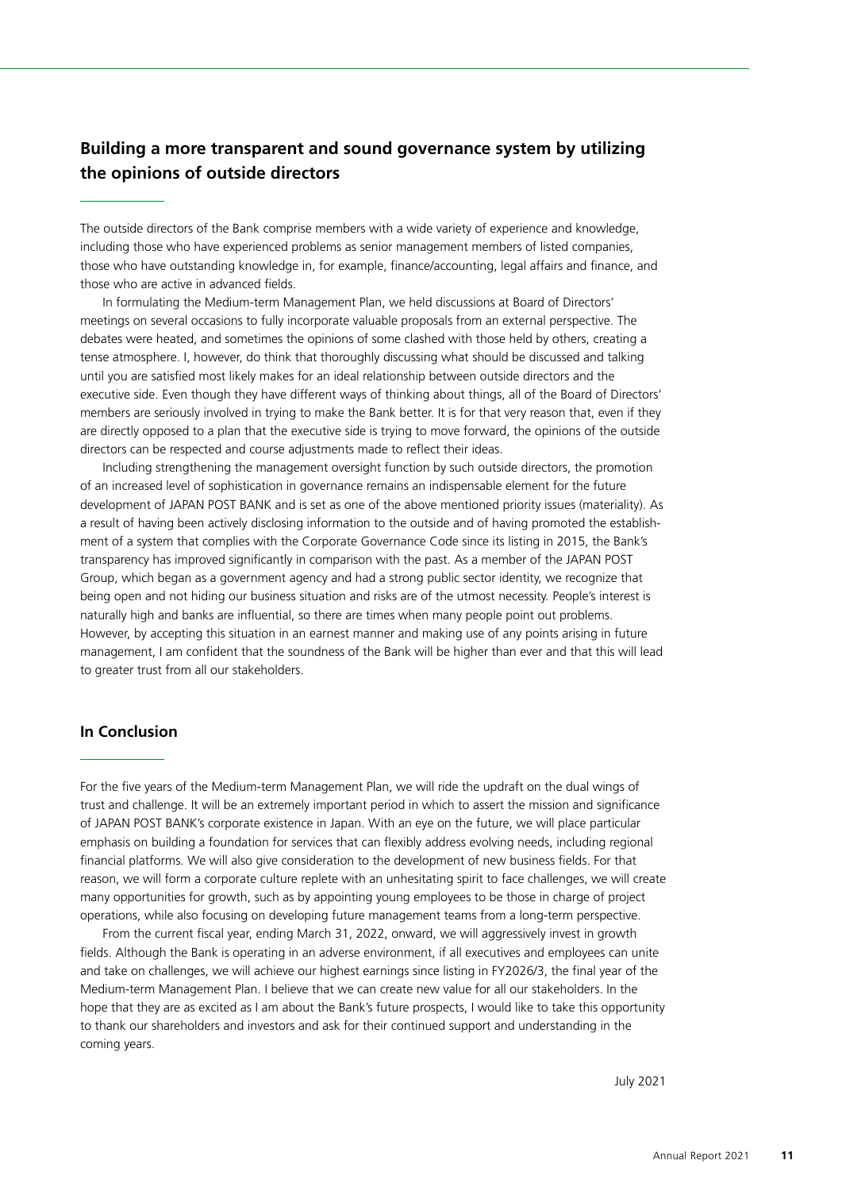## Building a more transparent and sound governance system by utilizing the opinions of outside directors

The outside directors of the Bank comprise members with a wide variety of experience and knowledge, including those who have experienced problems as senior management members of listed companies, those who have outstanding knowledge in, for example, finance/accounting, legal affairs and finance, and those who are active in advanced fields.

In formulating the Medium-term Management Plan, we held discussions at Board of Directors' meetings on several occasions to fully incorporate valuable proposals from an external perspective. The debates were heated, and sometimes the opinions of some clashed with those held by others, creating a tense atmosphere. I, however, do think that thoroughly discussing what should be discussed and talking until you are satisfied most likely makes for an ideal relationship between outside directors and the executive side. Even though they have different ways of thinking about things, all of the Board of Directors' members are seriously involved in trying to make the Bank better. It is for that very reason that, even if they are directly opposed to a plan that the executive side is trying to move forward, the opinions of the outside directors can be respected and course adjustments made to reflect their ideas.

Including strengthening the management oversight function by such outside directors, the promotion of an increased level of sophistication in governance remains an indispensable element for the future development of JAPAN POST BANK and is set as one of the above mentioned priority issues (materiality). As a result of having been actively disclosing information to the outside and of having promoted the establishment of a system that complies with the Corporate Governance Code since its listing in 2015, the Bank's transparency has improved significantly in comparison with the past. As a member of the JAPAN POST Group, which began as a government agency and had a strong public sector identity, we recognize that being open and not hiding our business situation and risks are of the utmost necessity. People's interest is naturally high and banks are influential, so there are times when many people point out problems. However, by accepting this situation in an earnest manner and making use of any points arising in future management, I am confident that the soundness of the Bank will be higher than ever and that this will lead to greater trust from all our stakeholders.

## In Conclusion

For the five years of the Medium-term Management Plan, we will ride the updraft on the dual wings of trust and challenge. It will be an extremely important period in which to assert the mission and significance of JAPAN POST BANK's corporate existence in Japan. With an eye on the future, we will place particular emphasis on building a foundation for services that can flexibly address evolving needs, including regional financial platforms. We will also give consideration to the development of new business fields. For that reason, we will form a corporate culture replete with an unhesitating spirit to face challenges, we will create many opportunities for growth, such as by appointing young employees to be those in charge of project operations, while also focusing on developing future management teams from a long-term perspective.

From the current fiscal year, ending March 31, 2022, onward, we will aggressively invest in growth fields. Although the Bank is operating in an adverse environment, if all executives and employees can unite and take on challenges, we will achieve our highest earnings since listing in FY2026/3, the final year of the Medium-term Management Plan. I believe that we can create new value for all our stakeholders. In the hope that they are as excited as I am about the Bank's future prospects, I would like to take this opportunity to thank our shareholders and investors and ask for their continued support and understanding in the coming years.

July 2021